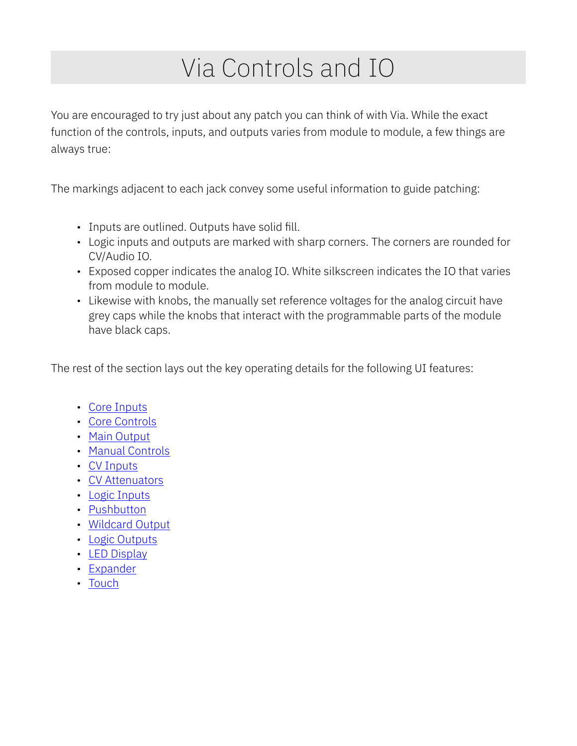# Via Controls and IO

You are encouraged to try just about any patch you can think of with Via. While the exact function of the controls, inputs, and outputs varies from module to module, a few things are always true:

The markings adjacent to each jack convey some useful information to guide patching:

- Inputs are outlined. Outputs have solid fill.
- Logic inputs and outputs are marked with sharp corners. The corners are rounded for CV/Audio IO.
- Exposed copper indicates the analog IO. White silkscreen indicates the IO that varies from module to module.
- Likewise with knobs, the manually set reference voltages for the analog circuit have grey caps while the knobs that interact with the programmable parts of the module have black caps.

The rest of the section lays out the key operating details for the following UI features:

- Core Inputs
- Core Controls
- Main Output
- Manual Controls
- CV Inputs
- CV Attenuators
- Logic Inputs
- Pushbutton
- Wildcard Output
- Logic Outputs
- LED Display
- Expander
- Touch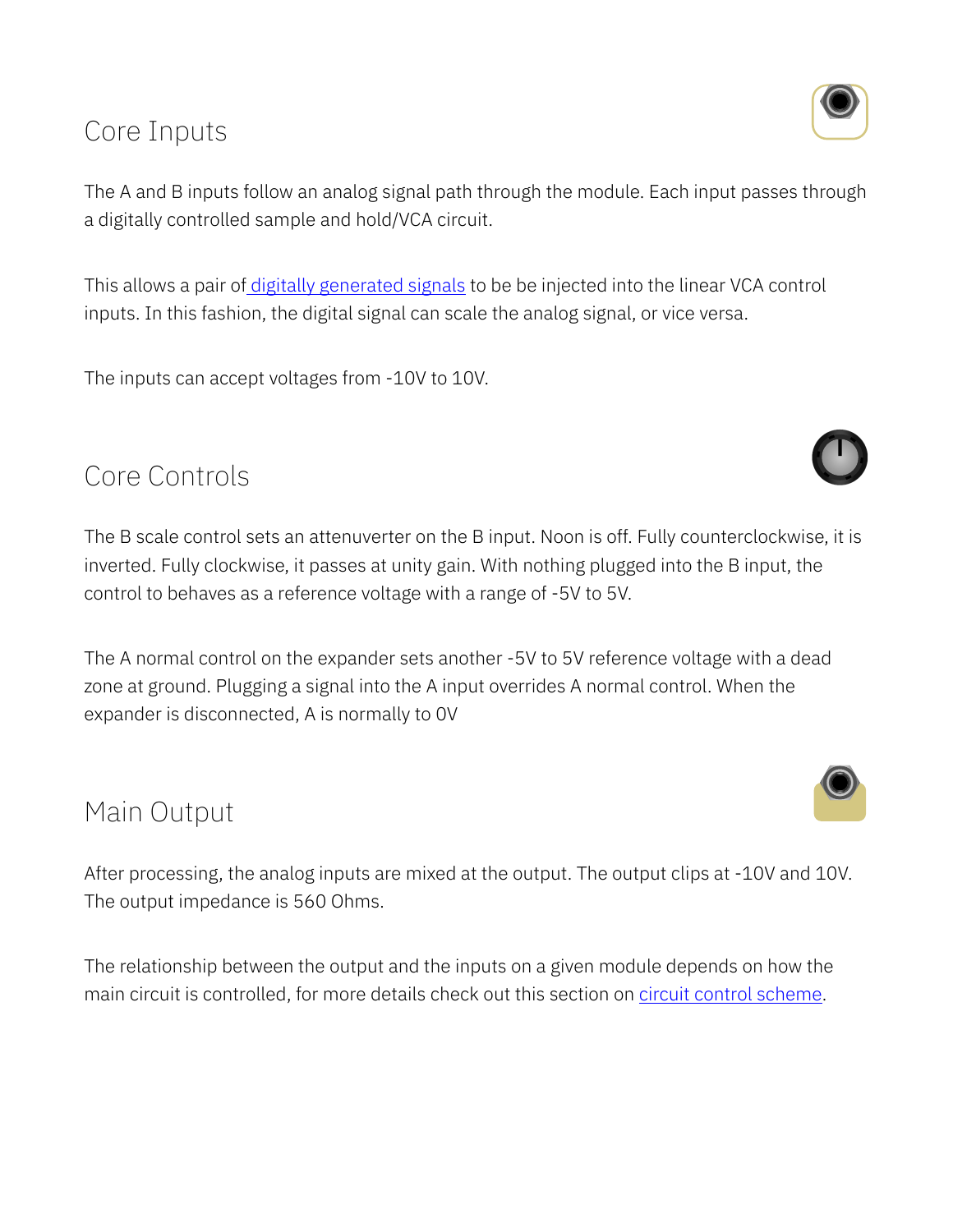## Core Inputs

The A and B inputs follow an analog signal path through the module. Each input passes through a digitally controlled sample and hold/VCA circuit.

This allows a pair of [digitally generated signals] to be be injected into the linear VCA control inputs. In this fashion, the digital signal can scale the analog signal, or vice versa.

The inputs can accept voltages from -10V to 10V.

## Core Controls

The B scale control sets an attenuverter on the B input. Noon is off. Fully counterclockwise, it is inverted. Fully clockwise, it passes at unity gain. With nothing plugged into the B input, the control to behaves as a reference voltage with a range of -5V to 5V.

The A normal control on the expander sets another -5V to 5V reference voltage with a dead zone at ground. Plugging a signal into the A input overrides A normal control. When the expander is disconnected, A is normally to 0V

## Main Output

After processing, the analog inputs are mixed at the output. The output clips at -10V and 10V. The output impedance is 560 Ohms.

The relationship between the output and the inputs on a given module depends on how the main circuit is controlled, for more details check out this section on [circuit control scheme].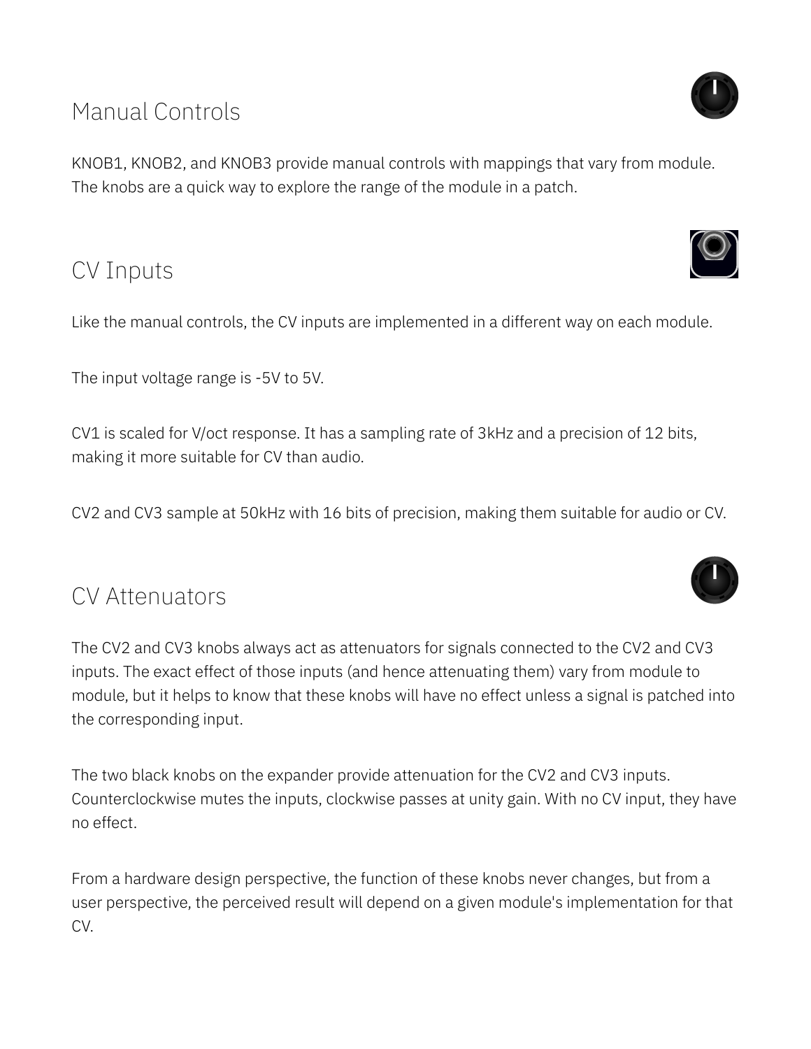## Manual Controls

KNOB1, KNOB2, and KNOB3 provide manual controls with mappings that vary from module. The knobs are a quick way to explore the range of the module in a patch.

## CV Inputs

Like the manual controls, the CV inputs are implemented in a different way on each module.

The input voltage range is -5V to 5V.

CV1 is scaled for V/oct response. It has a sampling rate of 3kHz and a precision of 12 bits, making it more suitable for CV than audio.

CV2 and CV3 sample at 50kHz with 16 bits of precision, making them suitable for audio or CV.

## CV Attenuators

The CV2 and CV3 knobs always act as attenuators for signals connected to the CV2 and CV3 inputs. The exact effect of those inputs (and hence attenuating them) vary from module to module, but it helps to know that these knobs will have no effect unless a signal is patched into the corresponding input.

The two black knobs on the expander provide attenuation for the CV2 and CV3 inputs. Counterclockwise mutes the inputs, clockwise passes at unity gain. With no CV input, they have no effect.

From a hardware design perspective, the function of these knobs never changes, but from a user perspective, the perceived result will depend on a given module's implementation for that CV.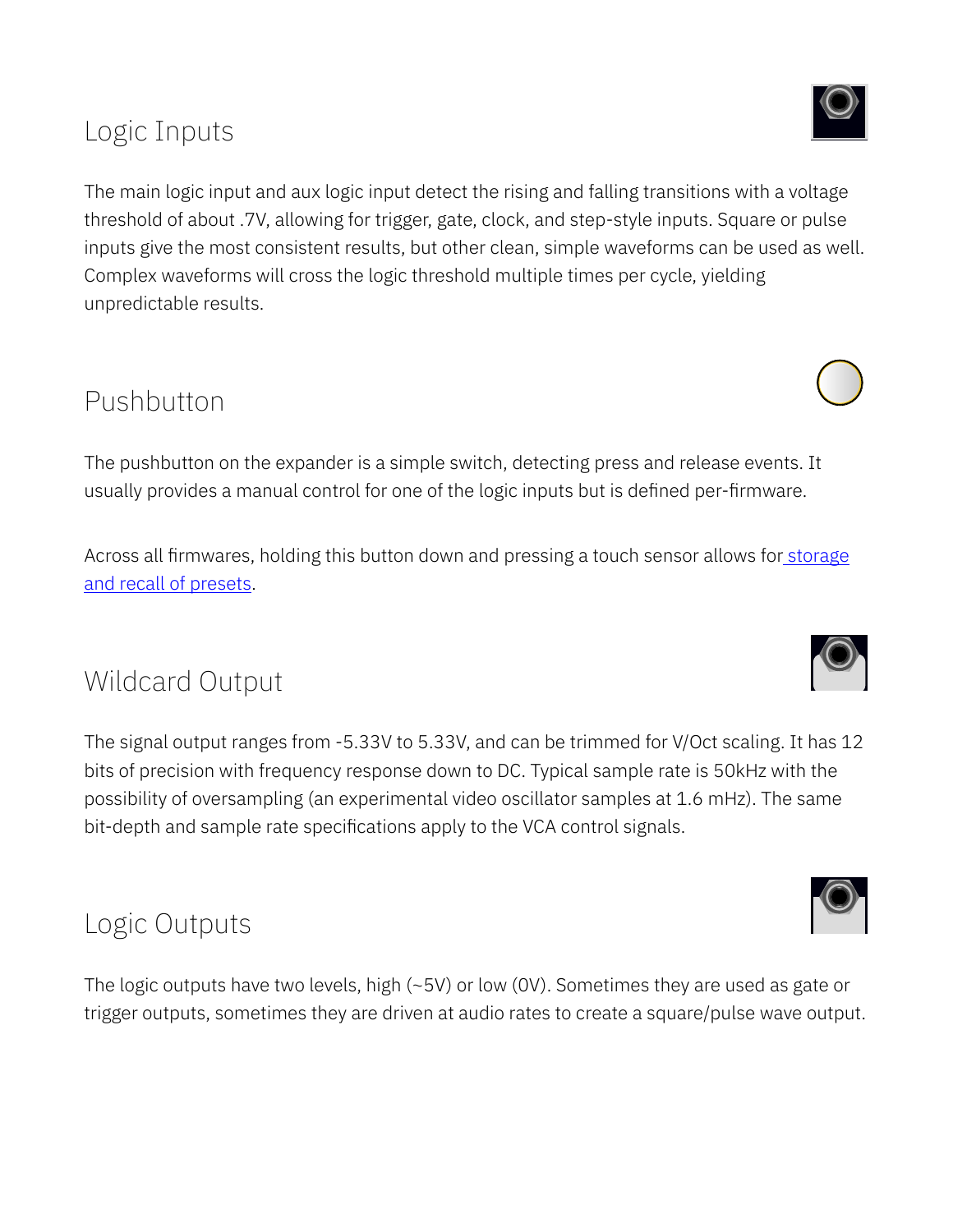## Logic Inputs

The main logic input and aux logic input detect the rising and falling transitions with a voltage threshold of about .7V, allowing for trigger, gate, clock, and step-style inputs. Square or pulse inputs give the most consistent results, but other clean, simple waveforms can be used as well. Complex waveforms will cross the logic threshold multiple times per cycle, yielding unpredictable results.

## Pushbutton

The pushbutton on the expander is a simple switch, detecting press and release events. It usually provides a manual control for one of the logic inputs but is defined per-firmware.

Across all firmwares, holding this button down and pressing a touch sensor allows for storage and recall of presets.

## Wildcard Output

The signal output ranges from -5.33V to 5.33V, and can be trimmed for V/Oct scaling. It has 12 bits of precision with frequency response down to DC. Typical sample rate is 50kHz with the possibility of oversampling (an experimental video oscillator samples at 1.6 mHz). The same bit-depth and sample rate specifications apply to the VCA control signals.

## Logic Outputs

The logic outputs have two levels, high (~5V) or low (0V). Sometimes they are used as gate or trigger outputs, sometimes they are driven at audio rates to create a square/pulse wave output.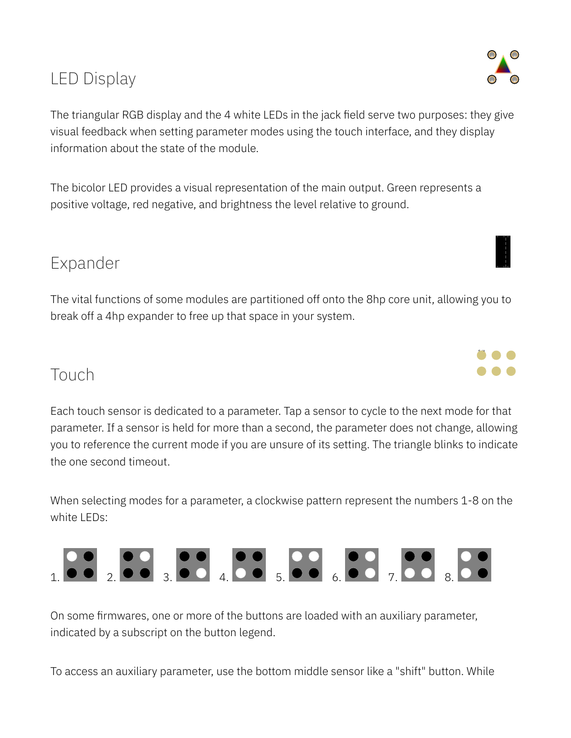## LED Display

The triangular RGB display and the 4 white LEDs in the jack field serve two purposes: they give visual feedback when setting parameter modes using the touch interface, and they display information about the state of the module.

The bicolor LED provides a visual representation of the main output. Green represents a positive voltage, red negative, and brightness the level relative to ground.

## Expander

The vital functions of some modules are partitioned off onto the 8hp core unit, allowing you to break off a 4hp expander to free up that space in your system.

## Touch

Each touch sensor is dedicated to a parameter. Tap a sensor to cycle to the next mode for that parameter. If a sensor is held for more than a second, the parameter does not change, allowing you to reference the current mode if you are unsure of its setting. The triangle blinks to indicate the one second timeout.

When selecting modes for a parameter, a clockwise pattern represent the numbers 1-8 on the white LEDs:

1. 2. 3. 4. 5. 6. 7. 8.

On some firmwares, one or more of the buttons are loaded with an auxiliary parameter, indicated by a subscript on the button legend.

To access an auxiliary parameter, use the bottom middle sensor like a "shift" button. While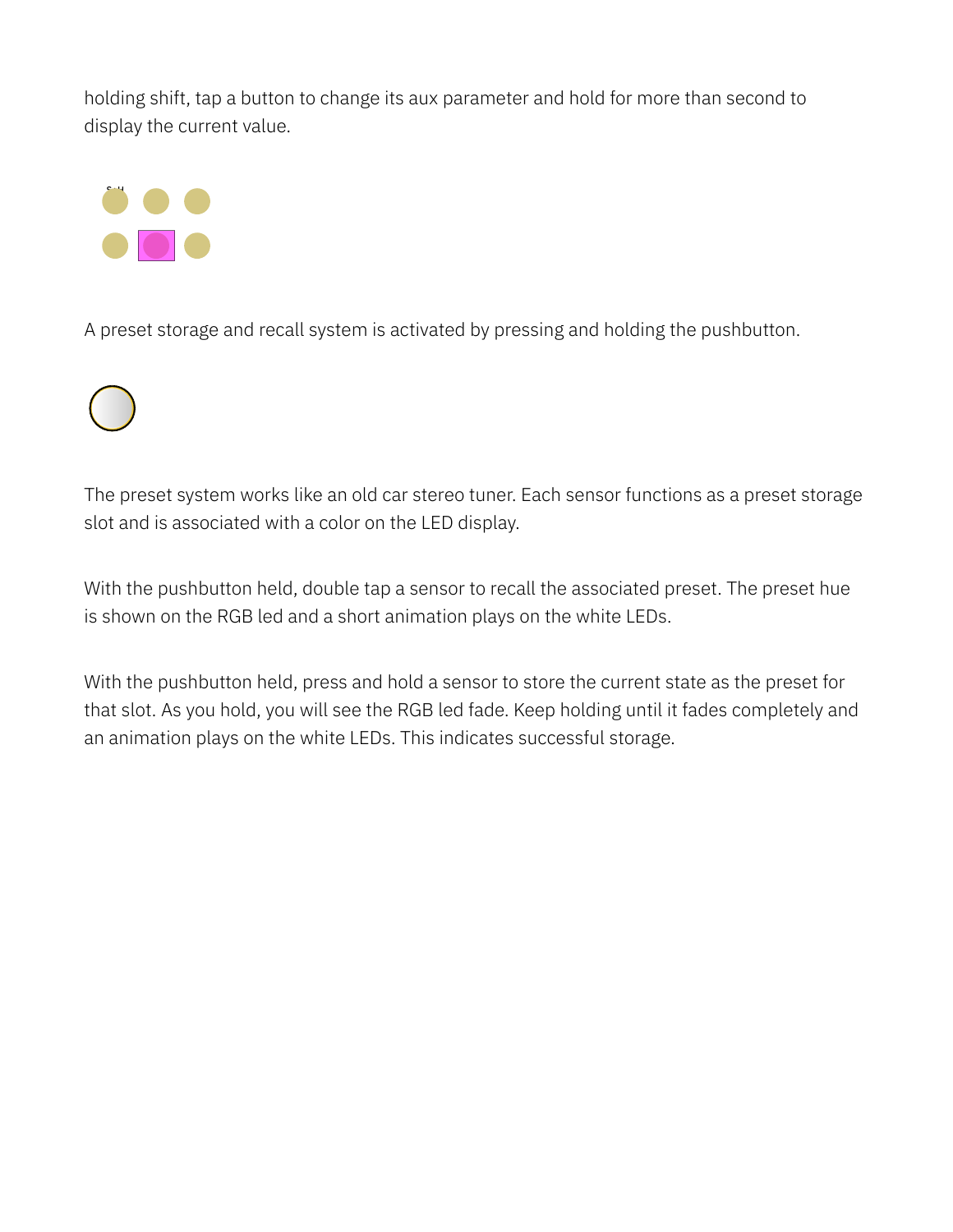holding shift, tap a button to change its aux parameter and hold for more than second to display the current value.

A preset storage and recall system is activated by pressing and holding the pushbutton.

The preset system works like an old car stereo tuner. Each sensor functions as a preset storage slot and is associated with a color on the LED display.

With the pushbutton held, double tap a sensor to recall the associated preset. The preset hue is shown on the RGB led and a short animation plays on the white LEDs.

With the pushbutton held, press and hold a sensor to store the current state as the preset for that slot. As you hold, you will see the RGB led fade. Keep holding until it fades completely and an animation plays on the white LEDs. This indicates successful storage.